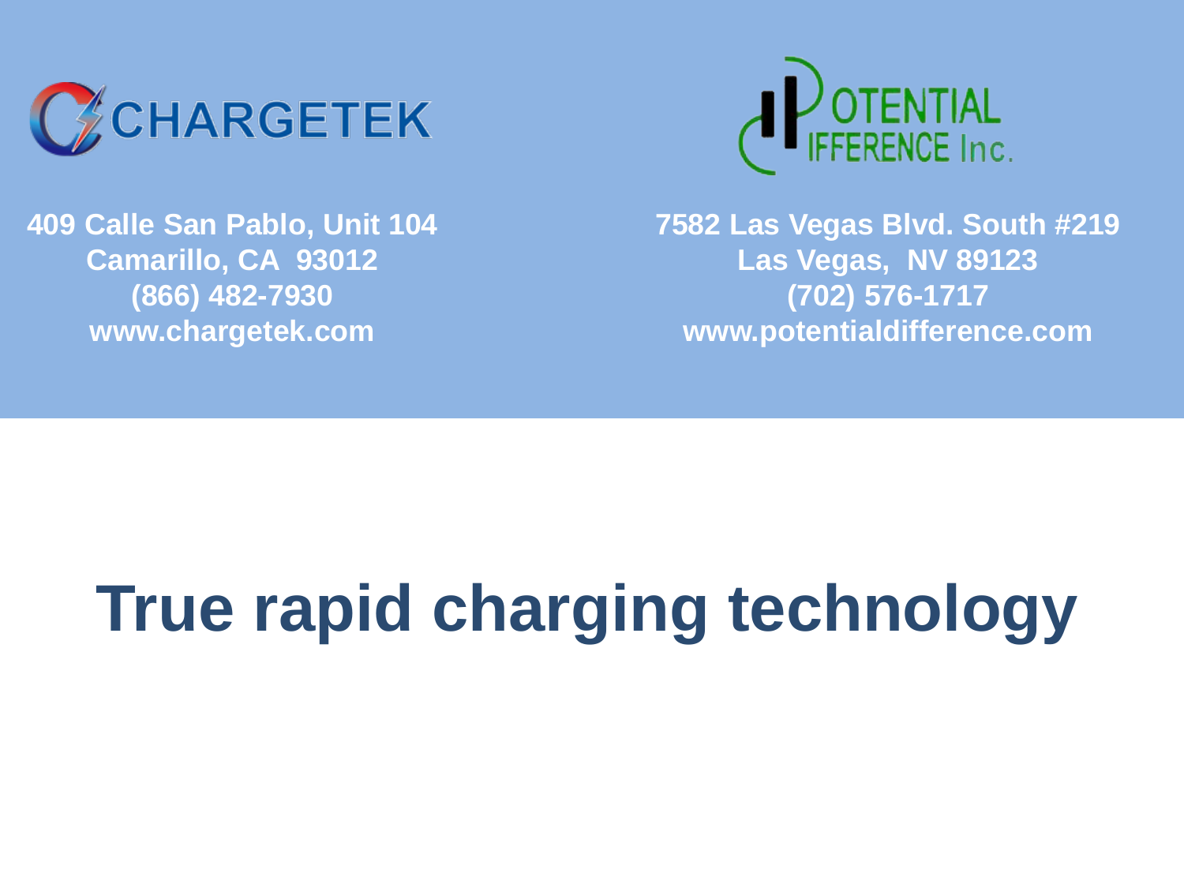CHARGETEK

409 Calle San Pablo, Unit 104
Camarillo, CA 93012
(866) 482-7930
www.chargetek.com

POTENTIAL DIFFERENCE Inc.

7582 Las Vegas Blvd. South #219
Las Vegas, NV 89123
(702) 576-1717
www.potentialdifference.com

# True rapid charging technology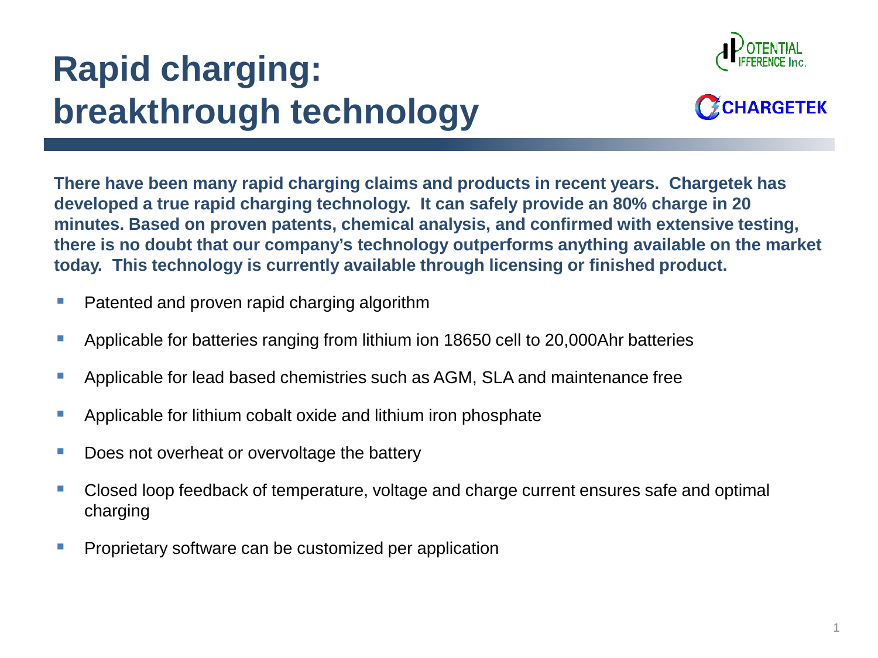# Rapid charging: breakthrough technology

**There have been many rapid charging claims and products in recent years. Chargetek has developed a true rapid charging technology. It can safely provide an 80% charge in 20 minutes. Based on proven patents, chemical analysis, and confirmed with extensive testing, there is no doubt that our company's technology outperforms anything available on the market today. This technology is currently available through licensing or finished product.**

- Patented and proven rapid charging algorithm
- Applicable for batteries ranging from lithium ion 18650 cell to 20,000Ahr batteries
- Applicable for lead based chemistries such as AGM, SLA and maintenance free
- Applicable for lithium cobalt oxide and lithium iron phosphate
- Does not overheat or overvoltage the battery
- Closed loop feedback of temperature, voltage and charge current ensures safe and optimal charging
- Proprietary software can be customized per application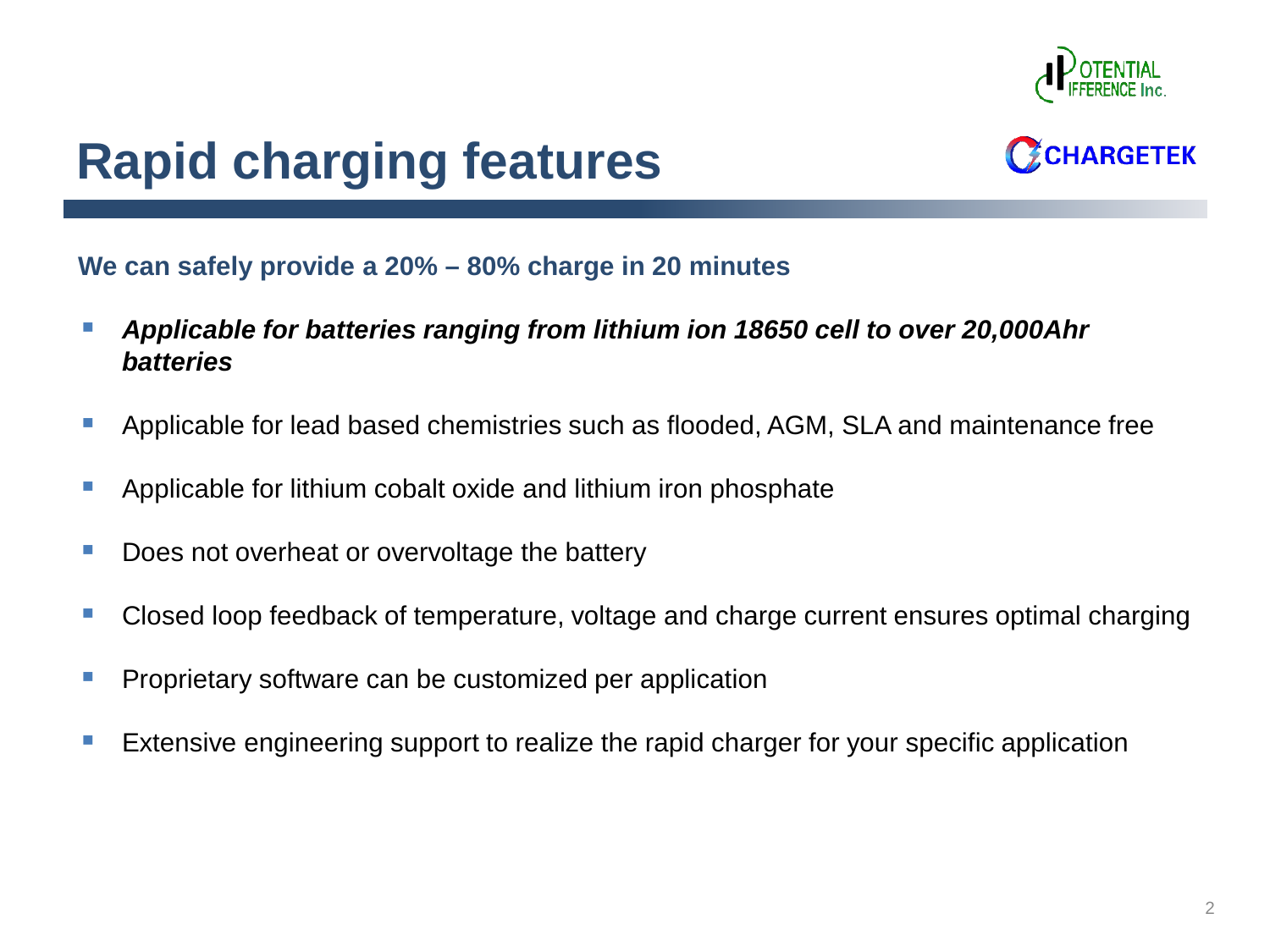# Rapid charging features

**We can safely provide a 20% – 80% charge in 20 minutes**

- ***Applicable for batteries ranging from lithium ion 18650 cell to over 20,000Ahr batteries***
- Applicable for lead based chemistries such as flooded, AGM, SLA and maintenance free
- Applicable for lithium cobalt oxide and lithium iron phosphate
- Does not overheat or overvoltage the battery
- Closed loop feedback of temperature, voltage and charge current ensures optimal charging
- Proprietary software can be customized per application
- Extensive engineering support to realize the rapid charger for your specific application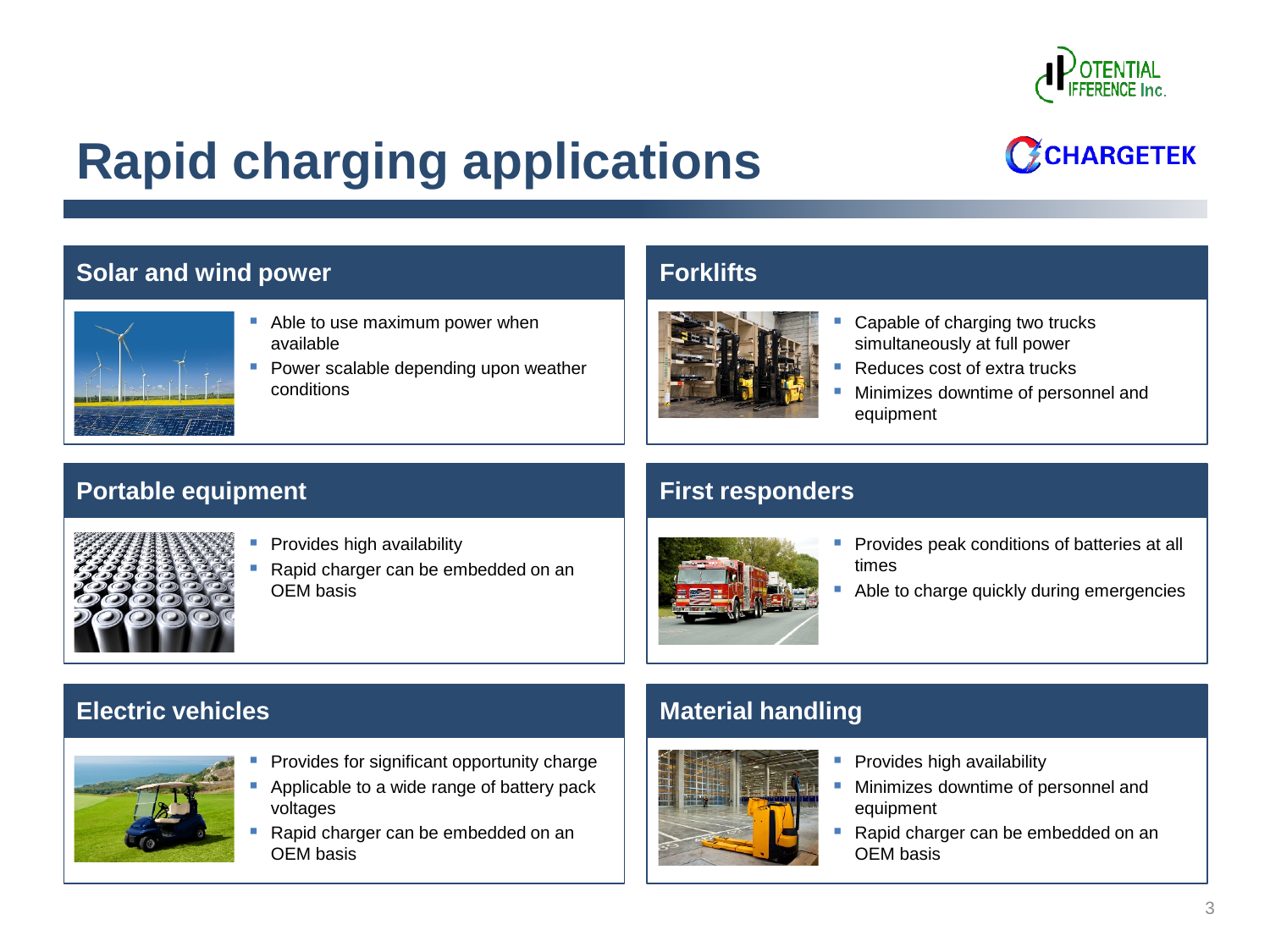# Rapid charging applications

## Solar and wind power

- Able to use maximum power when available
- Power scalable depending upon weather conditions

## Forklifts

- Capable of charging two trucks simultaneously at full power
- Reduces cost of extra trucks
- Minimizes downtime of personnel and equipment

## Portable equipment

- Provides high availability
- Rapid charger can be embedded on an OEM basis

## First responders

- Provides peak conditions of batteries at all times
- Able to charge quickly during emergencies

## Electric vehicles

- Provides for significant opportunity charge
- Applicable to a wide range of battery pack voltages
- Rapid charger can be embedded on an OEM basis

## Material handling

- Provides high availability
- Minimizes downtime of personnel and equipment
- Rapid charger can be embedded on an OEM basis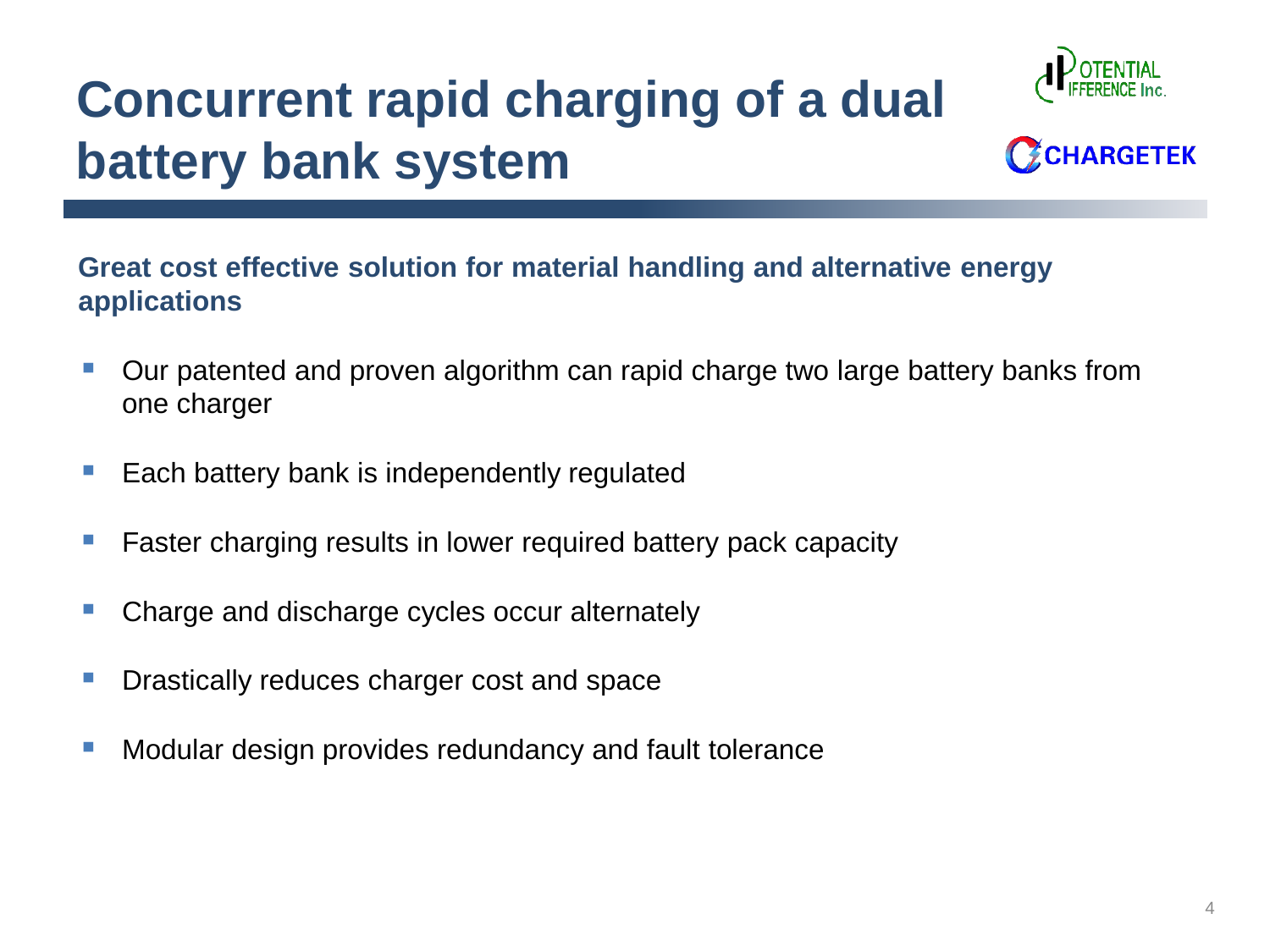# Concurrent rapid charging of a dual battery bank system

**Great cost effective solution for material handling and alternative energy applications**

- Our patented and proven algorithm can rapid charge two large battery banks from one charger
- Each battery bank is independently regulated
- Faster charging results in lower required battery pack capacity
- Charge and discharge cycles occur alternately
- Drastically reduces charger cost and space
- Modular design provides redundancy and fault tolerance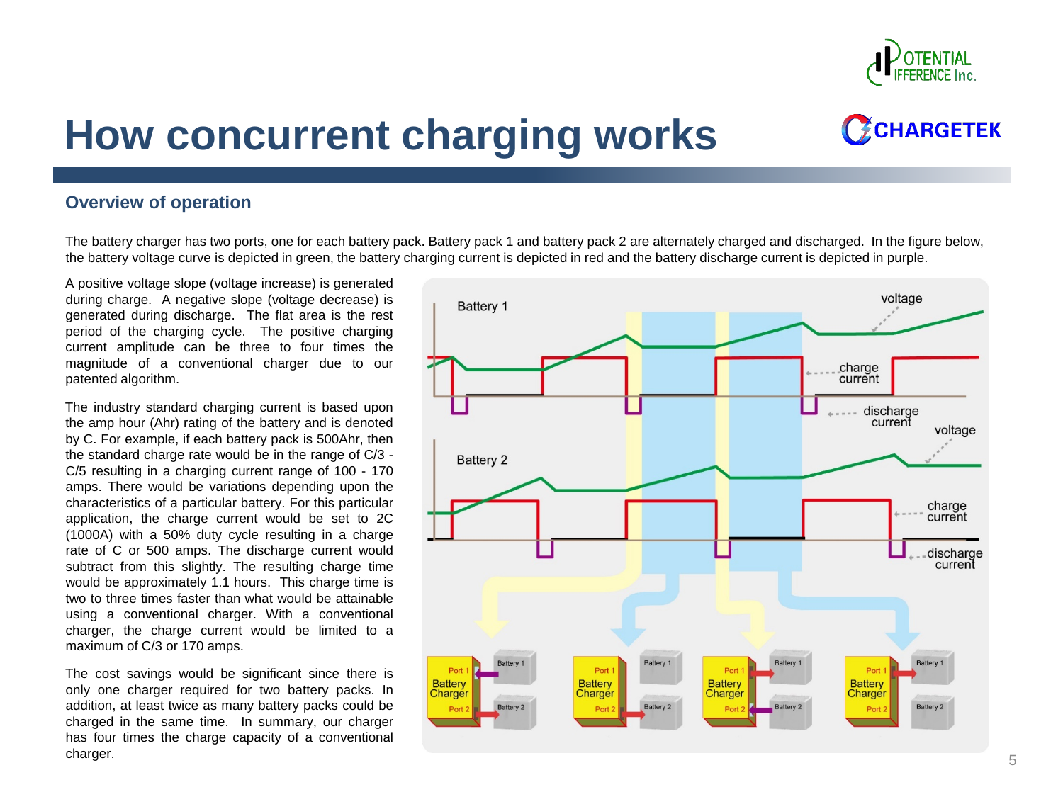# How concurrent charging works

## Overview of operation

The battery charger has two ports, one for each battery pack. Battery pack 1 and battery pack 2 are alternately charged and discharged. In the figure below, the battery voltage curve is depicted in green, the battery charging current is depicted in red and the battery discharge current is depicted in purple.

A positive voltage slope (voltage increase) is generated during charge. A negative slope (voltage decrease) is generated during discharge. The flat area is the rest period of the charging cycle. The positive charging current amplitude can be three to four times the magnitude of a conventional charger due to our patented algorithm.

The industry standard charging current is based upon the amp hour (Ahr) rating of the battery and is denoted by C. For example, if each battery pack is 500Ahr, then the standard charge rate would be in the range of C/3 - C/5 resulting in a charging current range of 100 - 170 amps. There would be variations depending upon the characteristics of a particular battery. For this particular application, the charge current would be set to 2C (1000A) with a 50% duty cycle resulting in a charge rate of C or 500 amps. The discharge current would subtract from this slightly. The resulting charge time would be approximately 1.1 hours. This charge time is two to three times faster than what would be attainable using a conventional charger. With a conventional charger, the charge current would be limited to a maximum of C/3 or 170 amps.

The cost savings would be significant since there is only one charger required for two battery packs. In addition, at least twice as many battery packs could be charged in the same time. In summary, our charger has four times the charge capacity of a conventional charger.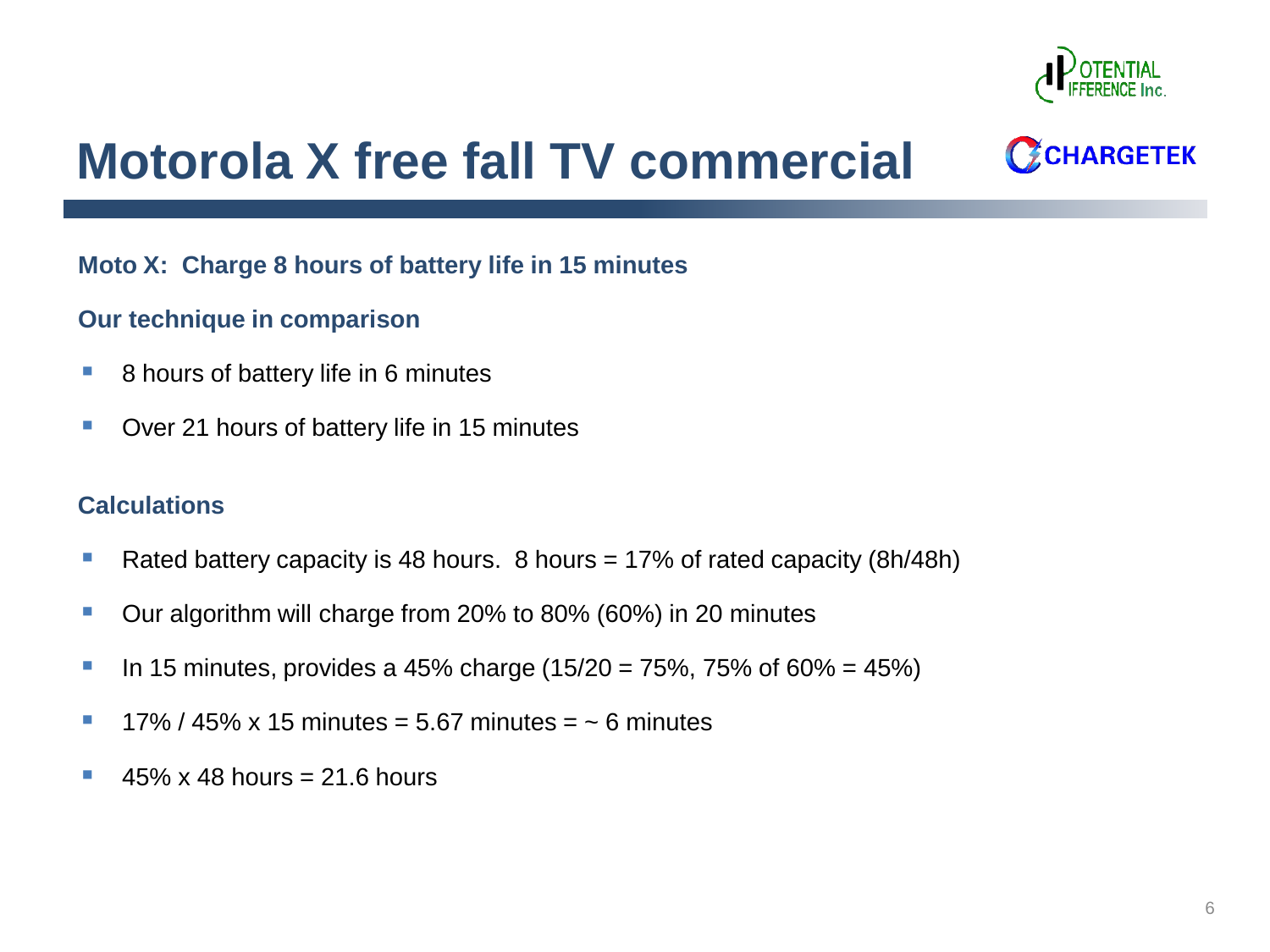# Motorola X free fall TV commercial

**Moto X: Charge 8 hours of battery life in 15 minutes**

**Our technique in comparison**

- 8 hours of battery life in 6 minutes
- Over 21 hours of battery life in 15 minutes

**Calculations**

- Rated battery capacity is 48 hours. 8 hours = 17% of rated capacity (8h/48h)
- Our algorithm will charge from 20% to 80% (60%) in 20 minutes
- In 15 minutes, provides a 45% charge (15/20 = 75%, 75% of 60% = 45%)
- 17% / 45% x 15 minutes = 5.67 minutes = ~ 6 minutes
- 45% x 48 hours = 21.6 hours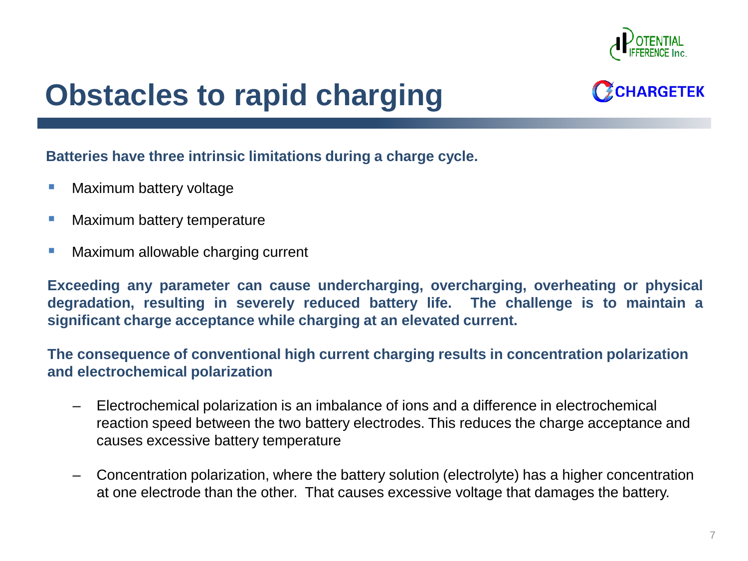# Obstacles to rapid charging

**Batteries have three intrinsic limitations during a charge cycle.**

- Maximum battery voltage
- Maximum battery temperature
- Maximum allowable charging current

**Exceeding any parameter can cause undercharging, overcharging, overheating or physical degradation, resulting in severely reduced battery life. The challenge is to maintain a significant charge acceptance while charging at an elevated current.**

**The consequence of conventional high current charging results in concentration polarization and electrochemical polarization**

- Electrochemical polarization is an imbalance of ions and a difference in electrochemical reaction speed between the two battery electrodes. This reduces the charge acceptance and causes excessive battery temperature
- Concentration polarization, where the battery solution (electrolyte) has a higher concentration at one electrode than the other. That causes excessive voltage that damages the battery.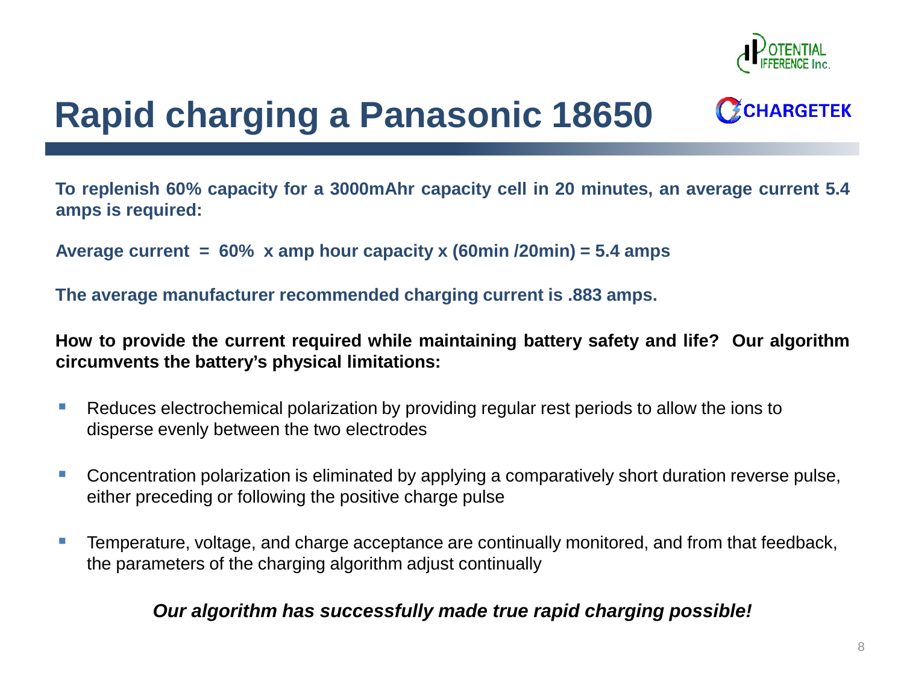# Rapid charging a Panasonic 18650

**To replenish 60% capacity for a 3000mAhr capacity cell in 20 minutes, an average current 5.4 amps is required:**

**Average current = 60% x amp hour capacity x (60min /20min) = 5.4 amps**

**The average manufacturer recommended charging current is .883 amps.**

**How to provide the current required while maintaining battery safety and life? Our algorithm circumvents the battery's physical limitations:**

- Reduces electrochemical polarization by providing regular rest periods to allow the ions to disperse evenly between the two electrodes
- Concentration polarization is eliminated by applying a comparatively short duration reverse pulse, either preceding or following the positive charge pulse
- Temperature, voltage, and charge acceptance are continually monitored, and from that feedback, the parameters of the charging algorithm adjust continually

***Our algorithm has successfully made true rapid charging possible!***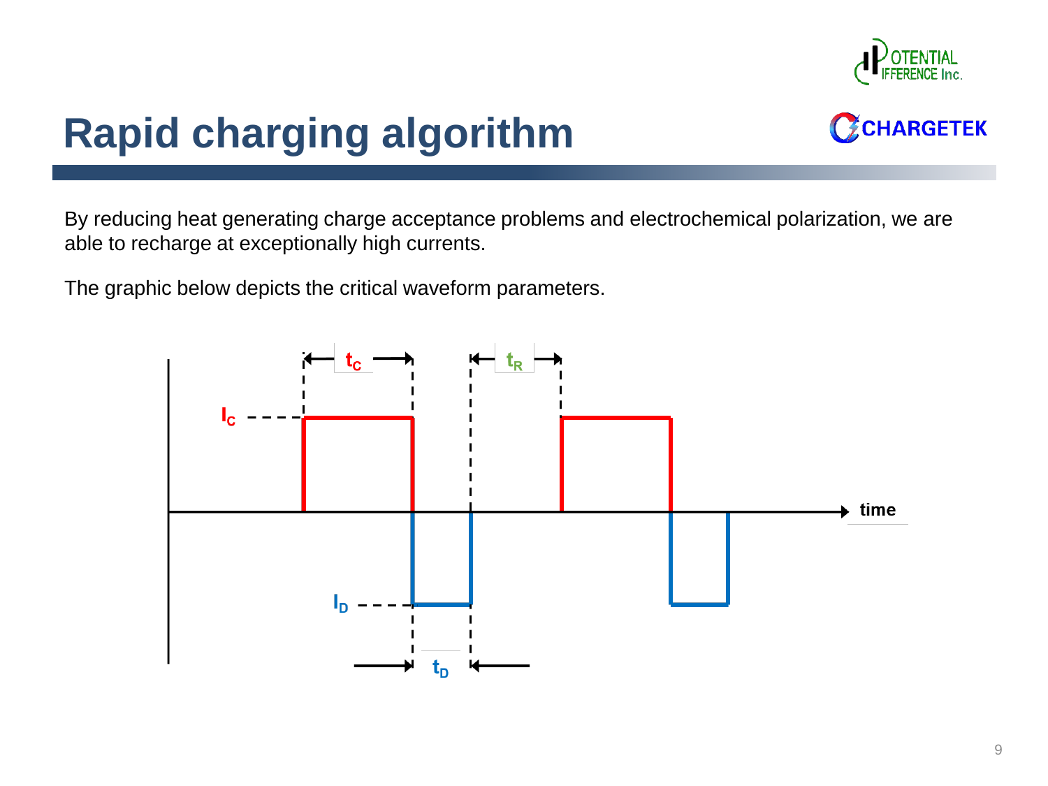# Rapid charging algorithm

By reducing heat generating charge acceptance problems and electrochemical polarization, we are able to recharge at exceptionally high currents.

The graphic below depicts the critical waveform parameters.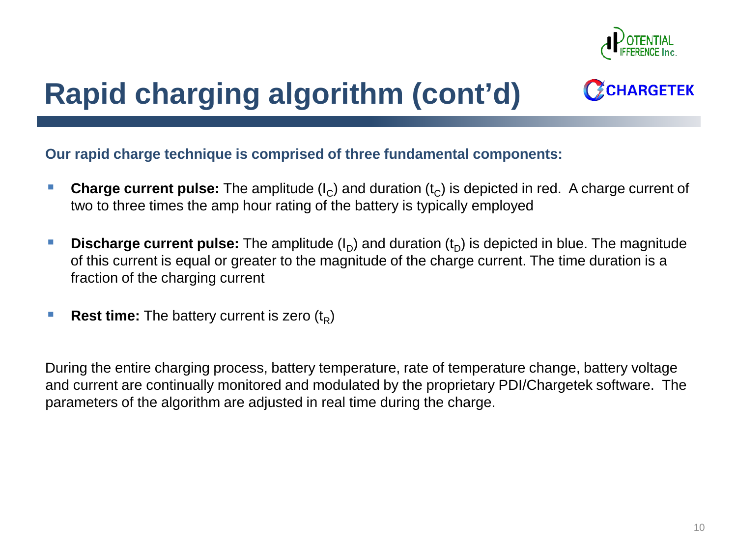# Rapid charging algorithm (cont'd)

**Our rapid charge technique is comprised of three fundamental components:**

- **Charge current pulse:** The amplitude ($I_C$) and duration ($t_C$) is depicted in red. A charge current of two to three times the amp hour rating of the battery is typically employed
- **Discharge current pulse:** The amplitude ($I_D$) and duration ($t_D$) is depicted in blue. The magnitude of this current is equal or greater to the magnitude of the charge current. The time duration is a fraction of the charging current
- **Rest time:** The battery current is zero ($t_R$)

During the entire charging process, battery temperature, rate of temperature change, battery voltage and current are continually monitored and modulated by the proprietary PDI/Chargetek software. The parameters of the algorithm are adjusted in real time during the charge.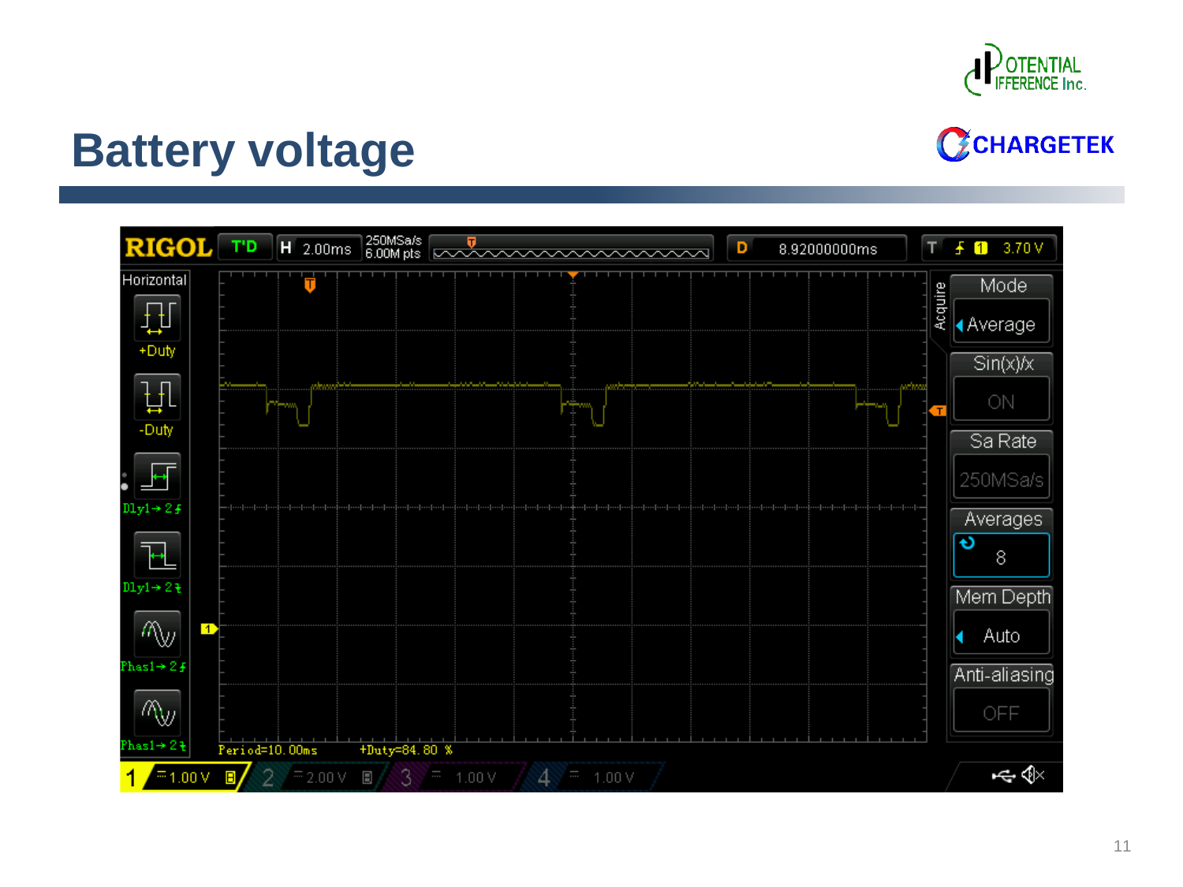# Battery voltage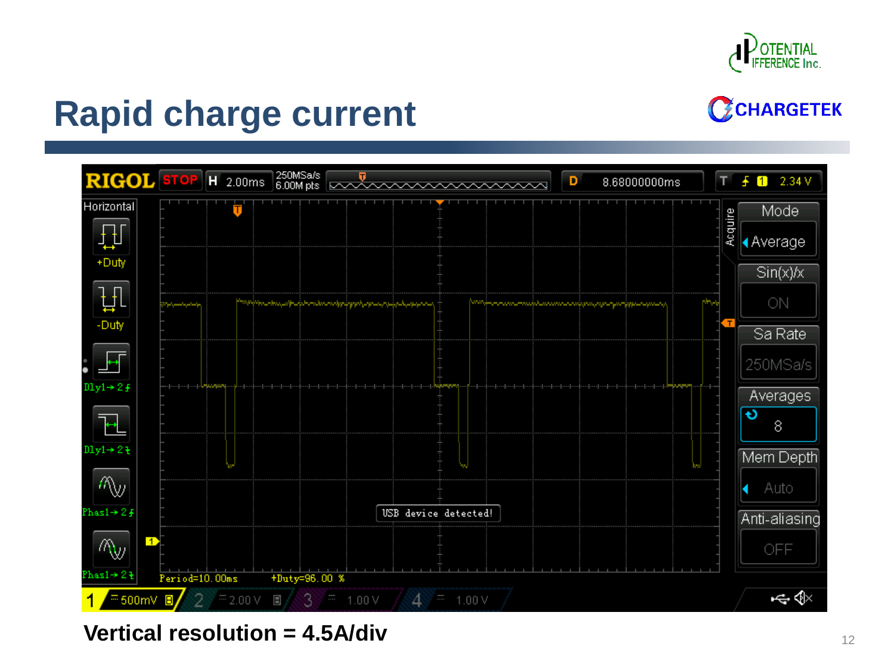# Rapid charge current

Vertical resolution = 4.5A/div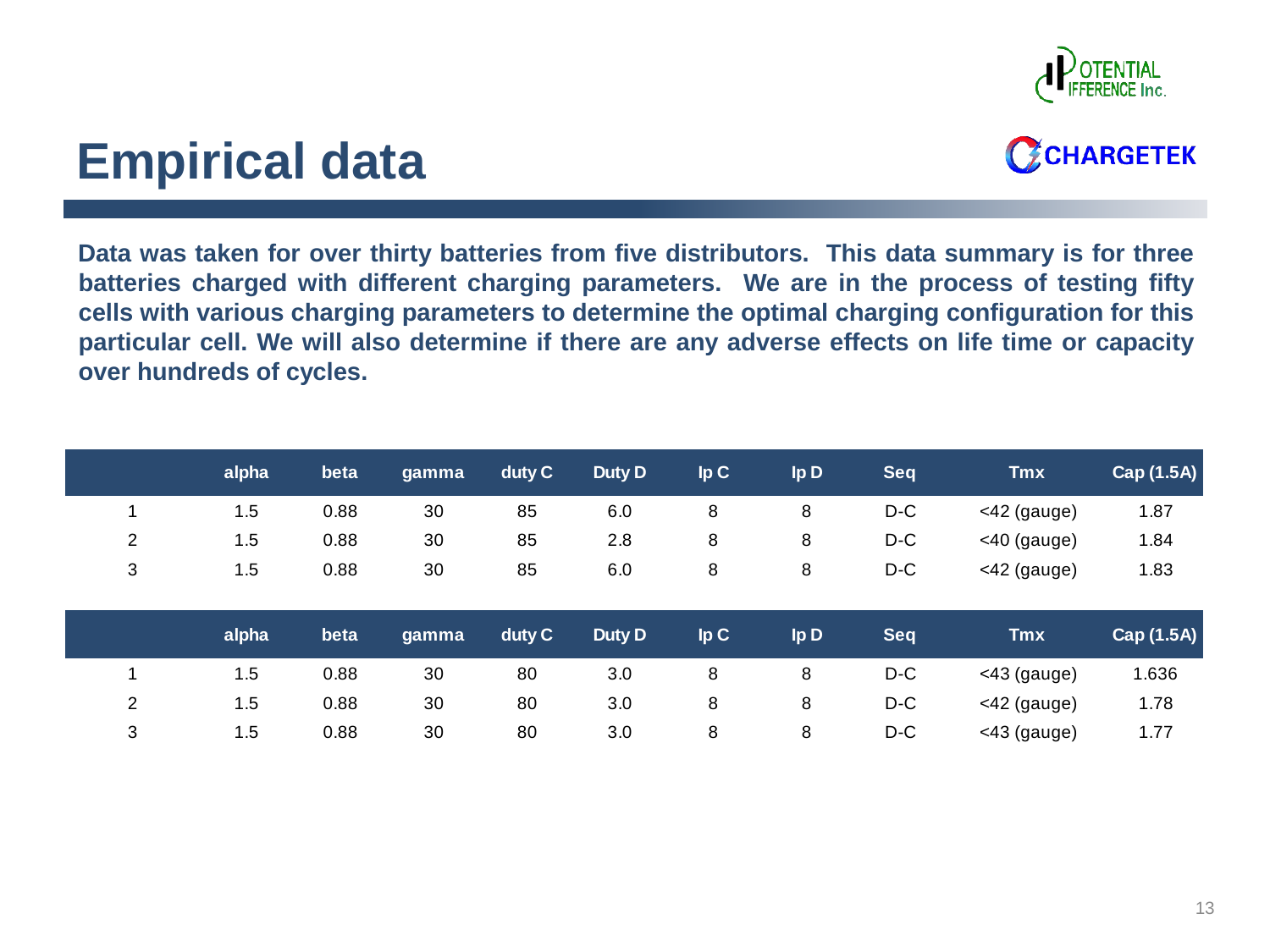# Empirical data

**Data was taken for over thirty batteries from five distributors. This data summary is for three batteries charged with different charging parameters. We are in the process of testing fifty cells with various charging parameters to determine the optimal charging configuration for this particular cell. We will also determine if there are any adverse effects on life time or capacity over hundreds of cycles.**

| | alpha | beta | gamma | duty C | Duty D | Ip C | Ip D | Seq | Tmx | Cap (1.5A) |
|---|---|---|---|---|---|---|---|---|---|---|
| 1 | 1.5 | 0.88 | 30 | 85 | 6.0 | 8 | 8 | D-C | <42 (gauge) | 1.87 |
| 2 | 1.5 | 0.88 | 30 | 85 | 2.8 | 8 | 8 | D-C | <40 (gauge) | 1.84 |
| 3 | 1.5 | 0.88 | 30 | 85 | 6.0 | 8 | 8 | D-C | <42 (gauge) | 1.83 |

| | alpha | beta | gamma | duty C | Duty D | Ip C | Ip D | Seq | Tmx | Cap (1.5A) |
|---|---|---|---|---|---|---|---|---|---|---|
| 1 | 1.5 | 0.88 | 30 | 80 | 3.0 | 8 | 8 | D-C | <43 (gauge) | 1.636 |
| 2 | 1.5 | 0.88 | 30 | 80 | 3.0 | 8 | 8 | D-C | <42 (gauge) | 1.78 |
| 3 | 1.5 | 0.88 | 30 | 80 | 3.0 | 8 | 8 | D-C | <43 (gauge) | 1.77 |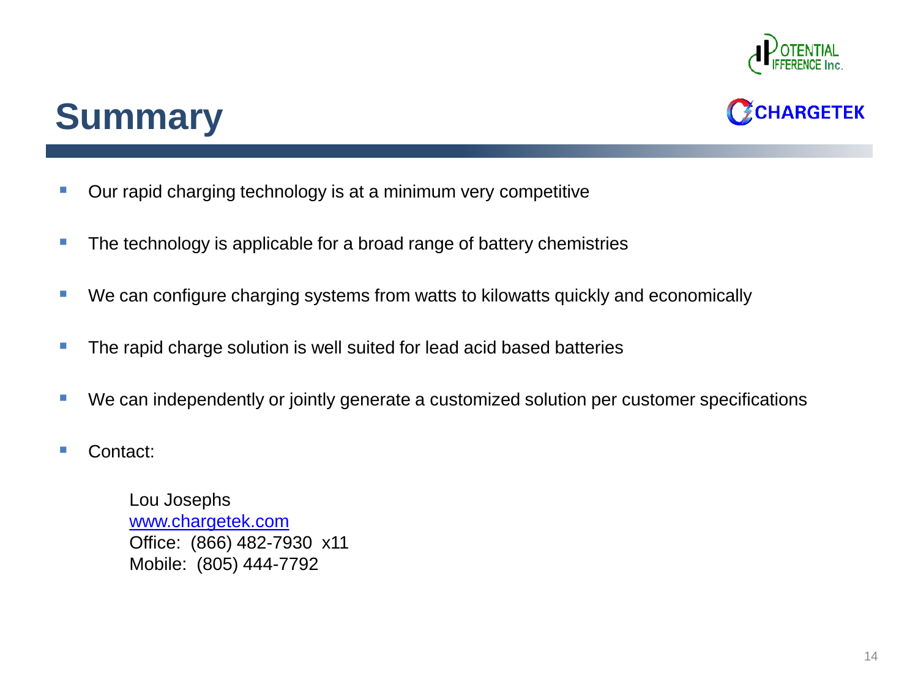# Summary

- Our rapid charging technology is at a minimum very competitive
- The technology is applicable for a broad range of battery chemistries
- We can configure charging systems from watts to kilowatts quickly and economically
- The rapid charge solution is well suited for lead acid based batteries
- We can independently or jointly generate a customized solution per customer specifications
- Contact:

  Lou Josephs
  www.chargetek.com
  Office: (866) 482-7930 x11
  Mobile: (805) 444-7792